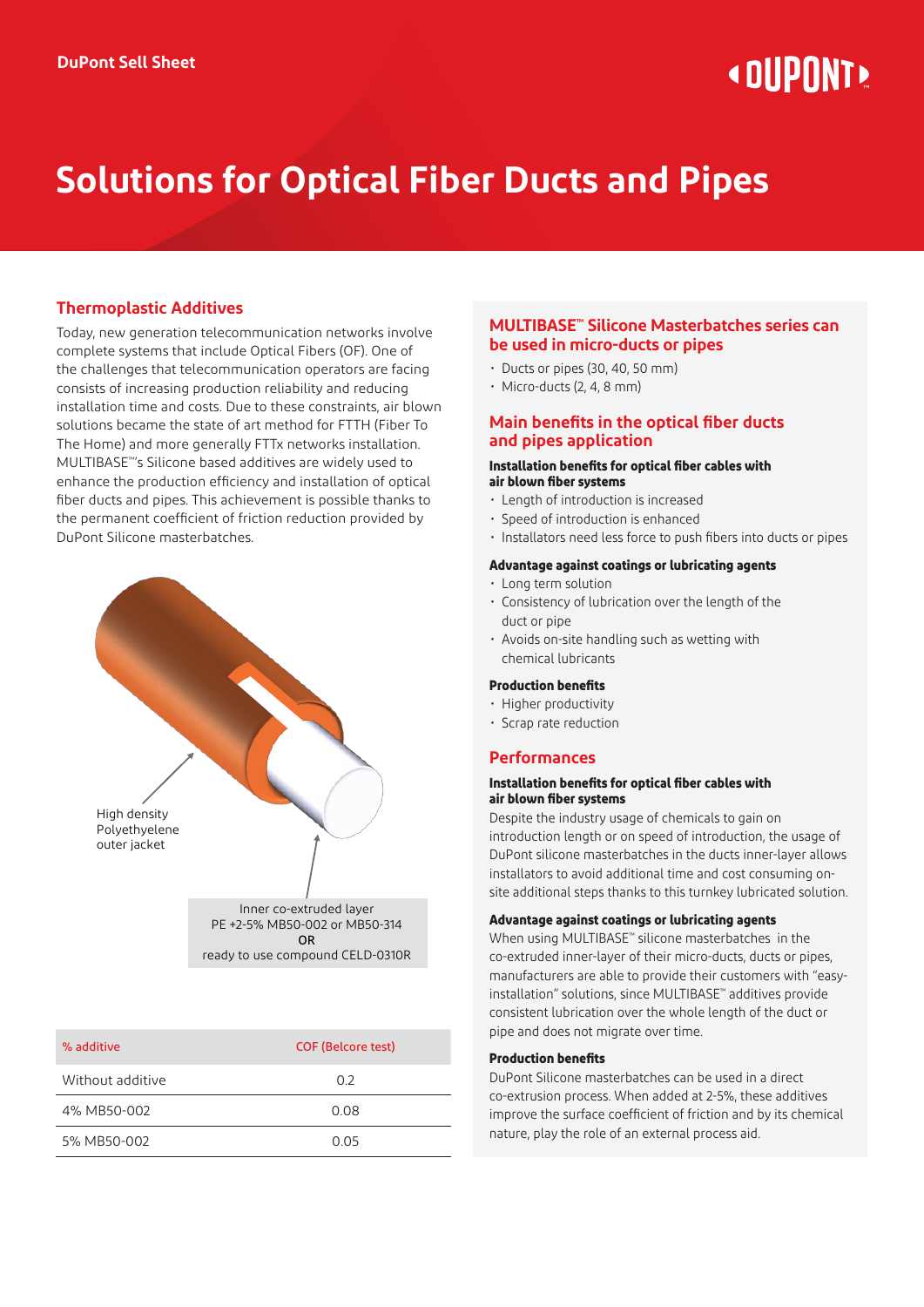DuPont Sell Sheet

# Solutions for Optical Fiber Ducts and Pipes

## Thermoplastic Additives

Today, new generation telecommunication networks involve complete systems that include Optical Fibers (OF). One of the challenges that telecommunication operators are facing consists of increasing production reliability and reducing installation time and costs. Due to these constraints, air blown solutions became the state of art method for FTTH (Fiber To The Home) and more generally FTTx networks installation. MULTIBASE™'s Silicone based additives are widely used to enhance the production efficiency and installation of optical fiber ducts and pipes. This achievement is possible thanks to the permanent coefficient of friction reduction provided by DuPont Silicone masterbatches.

High density Polyethylene outer jacket

Inner co-extruded layer
PE +2-5% MB50-002 or MB50-314
OR
ready to use compound CELD-0310R

| % additive | COF (Belcore test) |
|---|---|
| Without additive | 0.2 |
| 4% MB50-002 | 0.08 |
| 5% MB50-002 | 0.05 |

## MULTIBASE™ Silicone Masterbatches series can be used in micro-ducts or pipes

- Ducts or pipes (30, 40, 50 mm)
- Micro-ducts (2, 4, 8 mm)

## Main benefits in the optical fiber ducts and pipes application

### Installation benefits for optical fiber cables with air blown fiber systems

- Length of introduction is increased
- Speed of introduction is enhanced
- Installators need less force to push fibers into ducts or pipes

### Advantage against coatings or lubricating agents

- Long term solution
- Consistency of lubrication over the length of the duct or pipe
- Avoids on-site handling such as wetting with chemical lubricants

### Production benefits

- Higher productivity
- Scrap rate reduction

## Performances

### Installation benefits for optical fiber cables with air blown fiber systems

Despite the industry usage of chemicals to gain on introduction length or on speed of introduction, the usage of DuPont silicone masterbatches in the ducts inner-layer allows installators to avoid additional time and cost consuming on-site additional steps thanks to this turnkey lubricated solution.

### Advantage against coatings or lubricating agents

When using MULTIBASE™ silicone masterbatches in the co-extruded inner-layer of their micro-ducts, ducts or pipes, manufacturers are able to provide their customers with "easy-installation" solutions, since MULTIBASE™ additives provide consistent lubrication over the whole length of the duct or pipe and does not migrate over time.

### Production benefits

DuPont Silicone masterbatches can be used in a direct co-extrusion process. When added at 2-5%, these additives improve the surface coefficient of friction and by its chemical nature, play the role of an external process aid.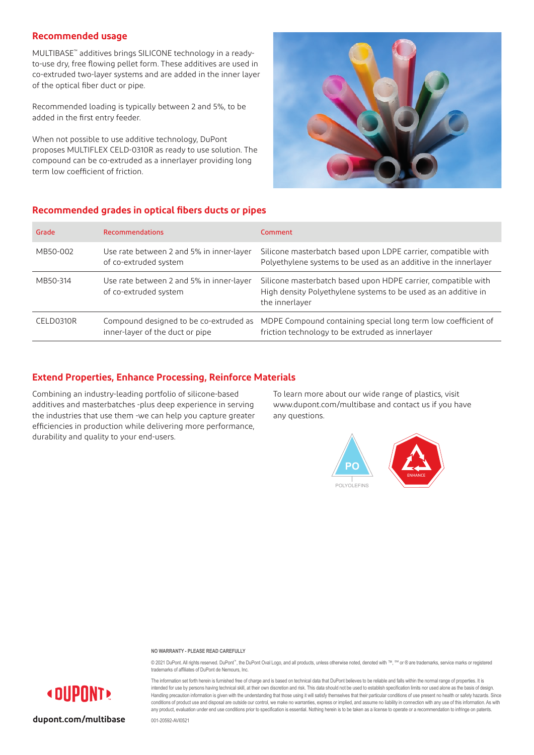## Recommended usage

MULTIBASE™ additives brings SILICONE technology in a ready-to-use dry, free flowing pellet form. These additives are used in co-extruded two-layer systems and are added in the inner layer of the optical fiber duct or pipe.

Recommended loading is typically between 2 and 5%, to be added in the first entry feeder.

When not possible to use additive technology, DuPont proposes MULTIFLEX CELD-0310R as ready to use solution. The compound can be co-extruded as a innerlayer providing long term low coefficient of friction.

## Recommended grades in optical fibers ducts or pipes

| Grade | Recommendations | Comment |
|---|---|---|
| MB50-002 | Use rate between 2 and 5% in inner-layer of co-extruded system | Silicone masterbatch based upon LDPE carrier, compatible with Polyethylene systems to be used as an additive in the innerlayer |
| MB50-314 | Use rate between 2 and 5% in inner-layer of co-extruded system | Silicone masterbatch based upon HDPE carrier, compatible with High density Polyethylene systems to be used as an additive in the innerlayer |
| CELD0310R | Compound designed to be co-extruded as inner-layer of the duct or pipe | MDPE Compound containing special long term low coefficient of friction technology to be extruded as innerlayer |

## Extend Properties, Enhance Processing, Reinforce Materials

Combining an industry-leading portfolio of silicone-based additives and masterbatches -plus deep experience in serving the industries that use them -we can help you capture greater efficiencies in production while delivering more performance, durability and quality to your end-users.

To learn more about our wide range of plastics, visit www.dupont.com/multibase and contact us if you have any questions.

PO

POLYOLEFINS

ENHANCE

**NO WARRANTY - PLEASE READ CAREFULLY**

© 2021 DuPont. All rights reserved. DuPont™, the DuPont Oval Logo, and all products, unless otherwise noted, denoted with ™, ℠ or ® are trademarks, service marks or registered trademarks of affiliates of DuPont de Nemours, Inc.

The information set forth herein is furnished free of charge and is based on technical data that DuPont believes to be reliable and falls within the normal range of properties. It is intended for use by persons having technical skill, at their own discretion and risk. This data should not be used to establish specification limits nor used alone as the basis of design. Handling precaution information is given with the understanding that those using it will satisfy themselves that their particular conditions of use present no health or safety hazards. Since conditions of product use and disposal are outside our control, we make no warranties, express or implied, and assume no liability in connection with any use of this information. As with any product, evaluation under end use conditions prior to specification is essential. Nothing herein is to be taken as a license to operate or a recommendation to infringe on patents.

001-20592-AVI0521

**dupont.com/multibase**